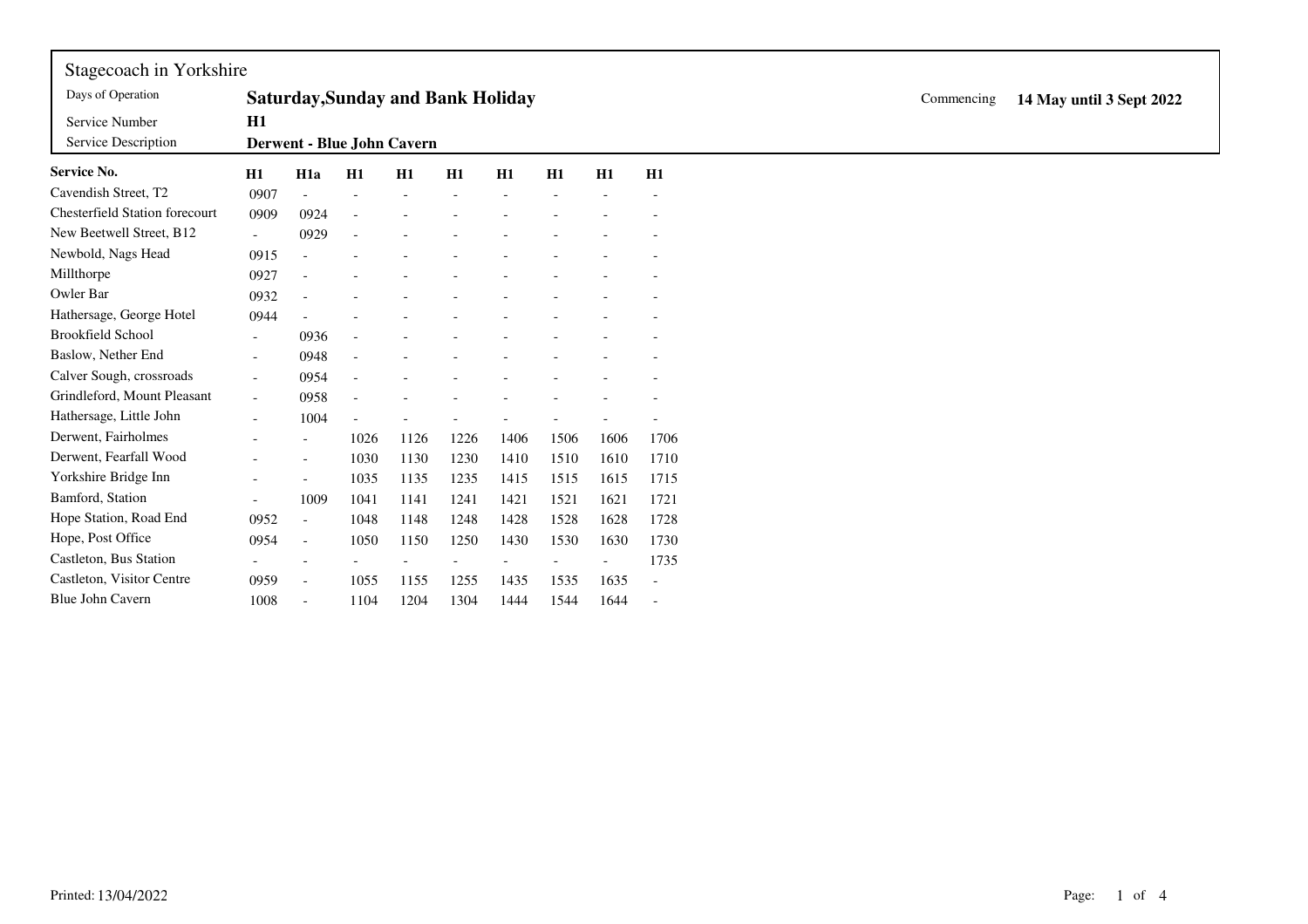Stagecoach in Yorkshire

| | |
|---|---|
| Days of Operation | **Saturday,Sunday and Bank Holiday** |
| Service Number | **H1** |
| Service Description | **Derwent - Blue John Cavern** |

Commencing **14 May until 3 Sept 2022**

| **Service No.** | **H1** | **H1a** | **H1** | **H1** | **H1** | **H1** | **H1** | **H1** | **H1** |
|---|---|---|---|---|---|---|---|---|---|
| Cavendish Street, T2 | 0907 | - | - | - | - | - | - | - | - |
| Chesterfield Station forecourt | 0909 | 0924 | - | - | - | - | - | - | - |
| New Beetwell Street, B12 | - | 0929 | - | - | - | - | - | - | - |
| Newbold, Nags Head | 0915 | - | - | - | - | - | - | - | - |
| Millthorpe | 0927 | - | - | - | - | - | - | - | - |
| Owler Bar | 0932 | - | - | - | - | - | - | - | - |
| Hathersage, George Hotel | 0944 | - | - | - | - | - | - | - | - |
| Brookfield School | - | 0936 | - | - | - | - | - | - | - |
| Baslow, Nether End | - | 0948 | - | - | - | - | - | - | - |
| Calver Sough, crossroads | - | 0954 | - | - | - | - | - | - | - |
| Grindleford, Mount Pleasant | - | 0958 | - | - | - | - | - | - | - |
| Hathersage, Little John | - | 1004 | - | - | - | - | - | - | - |
| Derwent, Fairholmes | - | - | 1026 | 1126 | 1226 | 1406 | 1506 | 1606 | 1706 |
| Derwent, Fearfall Wood | - | - | 1030 | 1130 | 1230 | 1410 | 1510 | 1610 | 1710 |
| Yorkshire Bridge Inn | - | - | 1035 | 1135 | 1235 | 1415 | 1515 | 1615 | 1715 |
| Bamford, Station | - | 1009 | 1041 | 1141 | 1241 | 1421 | 1521 | 1621 | 1721 |
| Hope Station, Road End | 0952 | - | 1048 | 1148 | 1248 | 1428 | 1528 | 1628 | 1728 |
| Hope, Post Office | 0954 | - | 1050 | 1150 | 1250 | 1430 | 1530 | 1630 | 1730 |
| Castleton, Bus Station | - | - | - | - | - | - | - | - | 1735 |
| Castleton, Visitor Centre | 0959 | - | 1055 | 1155 | 1255 | 1435 | 1535 | 1635 | - |
| Blue John Cavern | 1008 | - | 1104 | 1204 | 1304 | 1444 | 1544 | 1644 | - |

Printed: 13/04/2022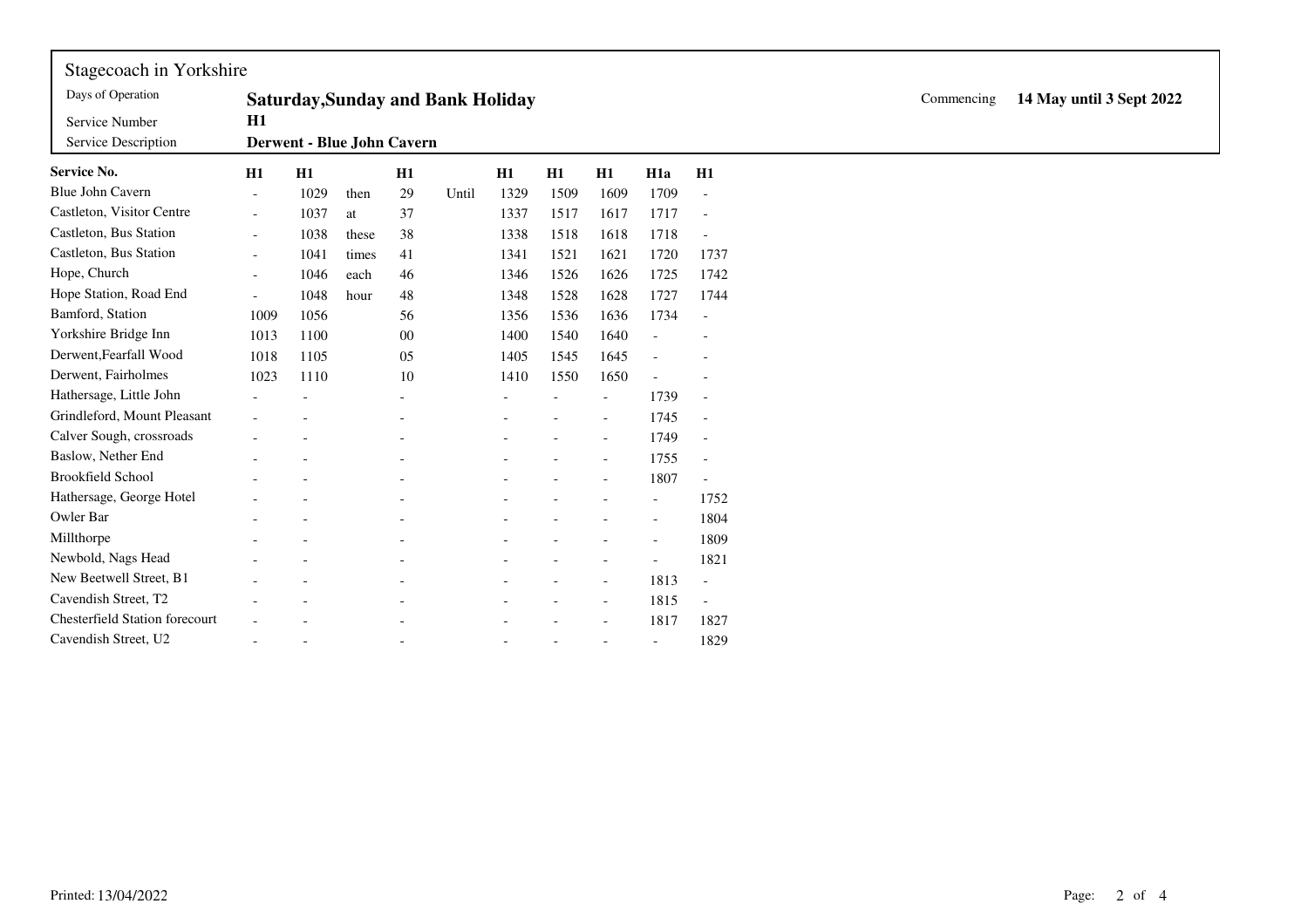# Stagecoach in Yorkshire

| | | |
|---|---|---|
| Days of Operation | **Saturday,Sunday and Bank Holiday** | Commencing **14 May until 3 Sept 2022** |
| Service Number | **H1** | |
| Service Description | **Derwent - Blue John Cavern** | |

| Service No. | H1 | H1 | | H1 | | H1 | H1 | H1 | H1a | H1 |
|---|---|---|---|---|---|---|---|---|---|---|
| Blue John Cavern | - | 1029 | then | 29 | Until | 1329 | 1509 | 1609 | 1709 | - |
| Castleton, Visitor Centre | - | 1037 | at | 37 | | 1337 | 1517 | 1617 | 1717 | - |
| Castleton, Bus Station | - | 1038 | these | 38 | | 1338 | 1518 | 1618 | 1718 | - |
| Castleton, Bus Station | - | 1041 | times | 41 | | 1341 | 1521 | 1621 | 1720 | 1737 |
| Hope, Church | - | 1046 | each | 46 | | 1346 | 1526 | 1626 | 1725 | 1742 |
| Hope Station, Road End | - | 1048 | hour | 48 | | 1348 | 1528 | 1628 | 1727 | 1744 |
| Bamford, Station | 1009 | 1056 | | 56 | | 1356 | 1536 | 1636 | 1734 | - |
| Yorkshire Bridge Inn | 1013 | 1100 | | 00 | | 1400 | 1540 | 1640 | - | - |
| Derwent,Fearfall Wood | 1018 | 1105 | | 05 | | 1405 | 1545 | 1645 | - | - |
| Derwent, Fairholmes | 1023 | 1110 | | 10 | | 1410 | 1550 | 1650 | - | - |
| Hathersage, Little John | - | - | | - | | - | - | - | 1739 | - |
| Grindleford, Mount Pleasant | - | - | | - | | - | - | - | 1745 | - |
| Calver Sough, crossroads | - | - | | - | | - | - | - | 1749 | - |
| Baslow, Nether End | - | - | | - | | - | - | - | 1755 | - |
| Brookfield School | - | - | | - | | - | - | - | 1807 | - |
| Hathersage, George Hotel | - | - | | - | | - | - | - | - | 1752 |
| Owler Bar | - | - | | - | | - | - | - | - | 1804 |
| Millthorpe | - | - | | - | | - | - | - | - | 1809 |
| Newbold, Nags Head | - | - | | - | | - | - | - | - | 1821 |
| New Beetwell Street, B1 | - | - | | - | | - | - | - | 1813 | - |
| Cavendish Street, T2 | - | - | | - | | - | - | - | 1815 | - |
| Chesterfield Station forecourt | - | - | | - | | - | - | - | 1817 | 1827 |
| Cavendish Street, U2 | - | - | | - | | - | - | - | - | 1829 |

Printed: 13/04/2022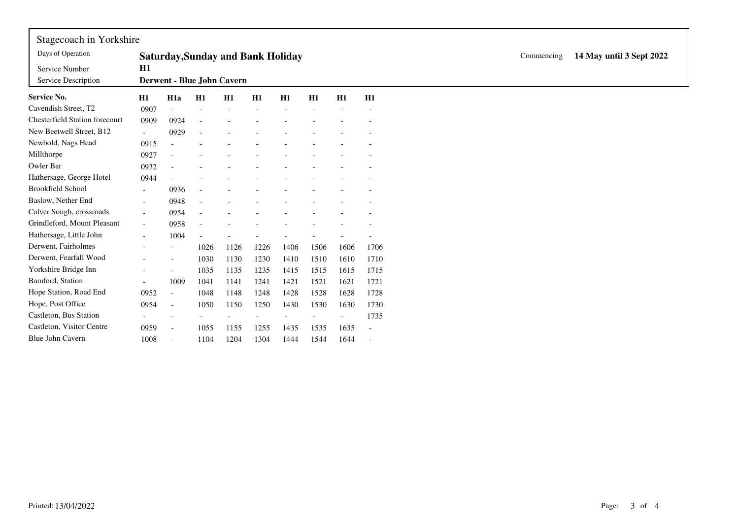Stagecoach in Yorkshire

| | | | |
|---|---|---|---|
| Days of Operation | **Saturday,Sunday and Bank Holiday** | Commencing | **14 May until 3 Sept 2022** |
| Service Number | **H1** | | |
| Service Description | **Derwent - Blue John Cavern** | | |

| Service No. | H1 | H1a | H1 | H1 | H1 | H1 | H1 | H1 | H1 |
|---|---|---|---|---|---|---|---|---|---|
| Cavendish Street, T2 | 0907 | - | - | - | - | - | - | - | - |
| Chesterfield Station forecourt | 0909 | 0924 | - | - | - | - | - | - | - |
| New Beetwell Street, B12 | - | 0929 | - | - | - | - | - | - | - |
| Newbold, Nags Head | 0915 | - | - | - | - | - | - | - | - |
| Millthorpe | 0927 | - | - | - | - | - | - | - | - |
| Owler Bar | 0932 | - | - | - | - | - | - | - | - |
| Hathersage, George Hotel | 0944 | - | - | - | - | - | - | - | - |
| Brookfield School | - | 0936 | - | - | - | - | - | - | - |
| Baslow, Nether End | - | 0948 | - | - | - | - | - | - | - |
| Calver Sough, crossroads | - | 0954 | - | - | - | - | - | - | - |
| Grindleford, Mount Pleasant | - | 0958 | - | - | - | - | - | - | - |
| Hathersage, Little John | - | 1004 | - | - | - | - | - | - | - |
| Derwent, Fairholmes | - | - | 1026 | 1126 | 1226 | 1406 | 1506 | 1606 | 1706 |
| Derwent, Fearfall Wood | - | - | 1030 | 1130 | 1230 | 1410 | 1510 | 1610 | 1710 |
| Yorkshire Bridge Inn | - | - | 1035 | 1135 | 1235 | 1415 | 1515 | 1615 | 1715 |
| Bamford, Station | - | 1009 | 1041 | 1141 | 1241 | 1421 | 1521 | 1621 | 1721 |
| Hope Station, Road End | 0952 | - | 1048 | 1148 | 1248 | 1428 | 1528 | 1628 | 1728 |
| Hope, Post Office | 0954 | - | 1050 | 1150 | 1250 | 1430 | 1530 | 1630 | 1730 |
| Castleton, Bus Station | - | - | - | - | - | - | - | - | 1735 |
| Castleton, Visitor Centre | 0959 | - | 1055 | 1155 | 1255 | 1435 | 1535 | 1635 | - |
| Blue John Cavern | 1008 | - | 1104 | 1204 | 1304 | 1444 | 1544 | 1644 | - |

Printed: 13/04/2022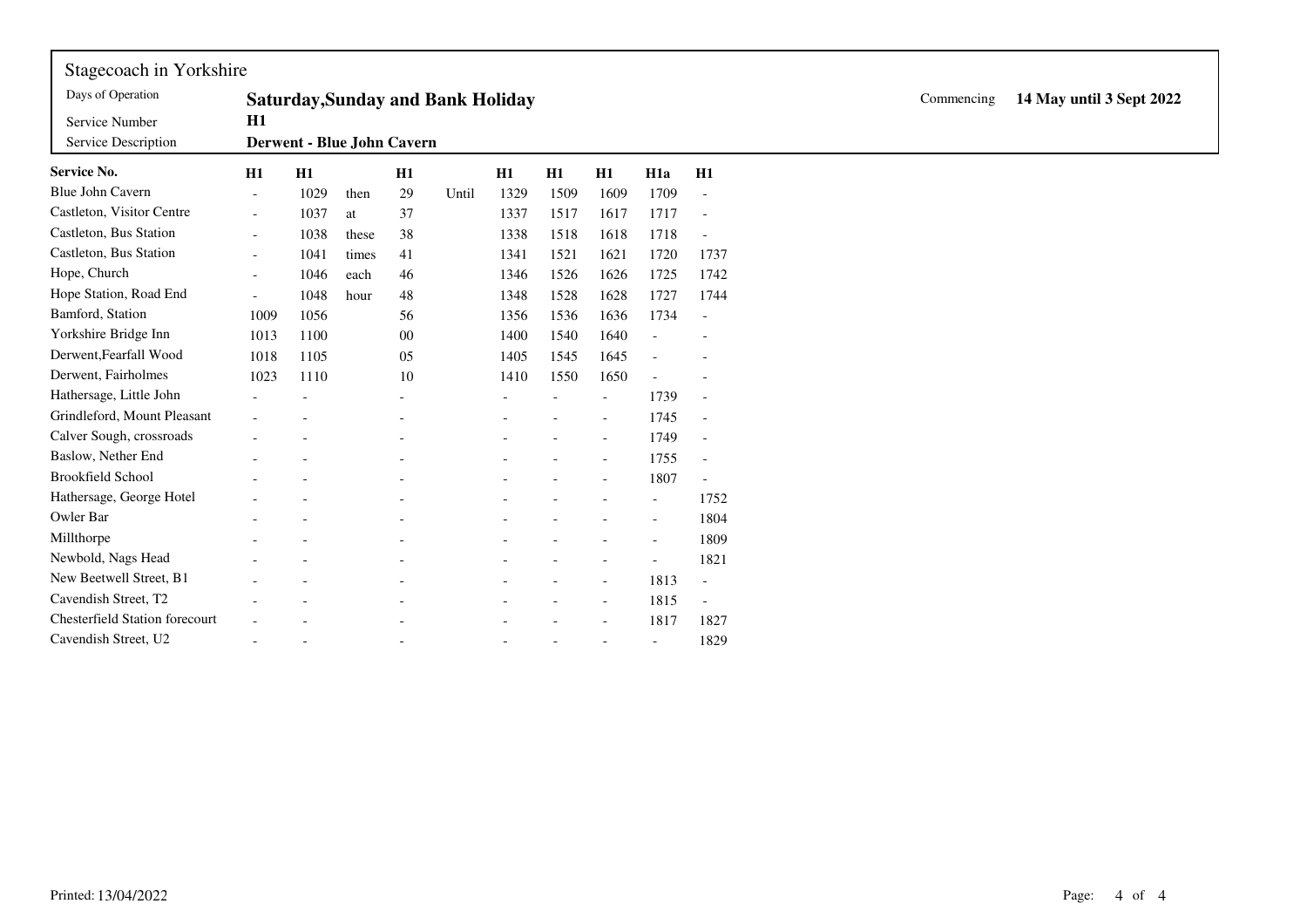Stagecoach in Yorkshire

| | | | |
|---|---|---|---|
| Days of Operation | **Saturday,Sunday and Bank Holiday** | Commencing | **14 May until 3 Sept 2022** |
| Service Number | **H1** | | |
| Service Description | **Derwent - Blue John Cavern** | | |

| **Service No.** | **H1** | **H1** | | **H1** | | **H1** | **H1** | **H1** | **H1a** | **H1** |
|---|---|---|---|---|---|---|---|---|---|---|
| Blue John Cavern | - | 1029 | then | 29 | Until | 1329 | 1509 | 1609 | 1709 | - |
| Castleton, Visitor Centre | - | 1037 | at | 37 | | 1337 | 1517 | 1617 | 1717 | - |
| Castleton, Bus Station | - | 1038 | these | 38 | | 1338 | 1518 | 1618 | 1718 | - |
| Castleton, Bus Station | - | 1041 | times | 41 | | 1341 | 1521 | 1621 | 1720 | 1737 |
| Hope, Church | - | 1046 | each | 46 | | 1346 | 1526 | 1626 | 1725 | 1742 |
| Hope Station, Road End | - | 1048 | hour | 48 | | 1348 | 1528 | 1628 | 1727 | 1744 |
| Bamford, Station | 1009 | 1056 | | 56 | | 1356 | 1536 | 1636 | 1734 | - |
| Yorkshire Bridge Inn | 1013 | 1100 | | 00 | | 1400 | 1540 | 1640 | - | - |
| Derwent,Fearfall Wood | 1018 | 1105 | | 05 | | 1405 | 1545 | 1645 | - | - |
| Derwent, Fairholmes | 1023 | 1110 | | 10 | | 1410 | 1550 | 1650 | - | - |
| Hathersage, Little John | - | - | | - | | - | - | - | 1739 | - |
| Grindleford, Mount Pleasant | - | - | | - | | - | - | - | 1745 | - |
| Calver Sough, crossroads | - | - | | - | | - | - | - | 1749 | - |
| Baslow, Nether End | - | - | | - | | - | - | - | 1755 | - |
| Brookfield School | - | - | | - | | - | - | - | 1807 | - |
| Hathersage, George Hotel | - | - | | - | | - | - | - | - | 1752 |
| Owler Bar | - | - | | - | | - | - | - | - | 1804 |
| Millthorpe | - | - | | - | | - | - | - | - | 1809 |
| Newbold, Nags Head | - | - | | - | | - | - | - | - | 1821 |
| New Beetwell Street, B1 | - | - | | - | | - | - | - | 1813 | - |
| Cavendish Street, T2 | - | - | | - | | - | - | - | 1815 | - |
| Chesterfield Station forecourt | - | - | | - | | - | - | - | 1817 | 1827 |
| Cavendish Street, U2 | - | - | | - | | - | - | - | - | 1829 |

Printed: 13/04/2022